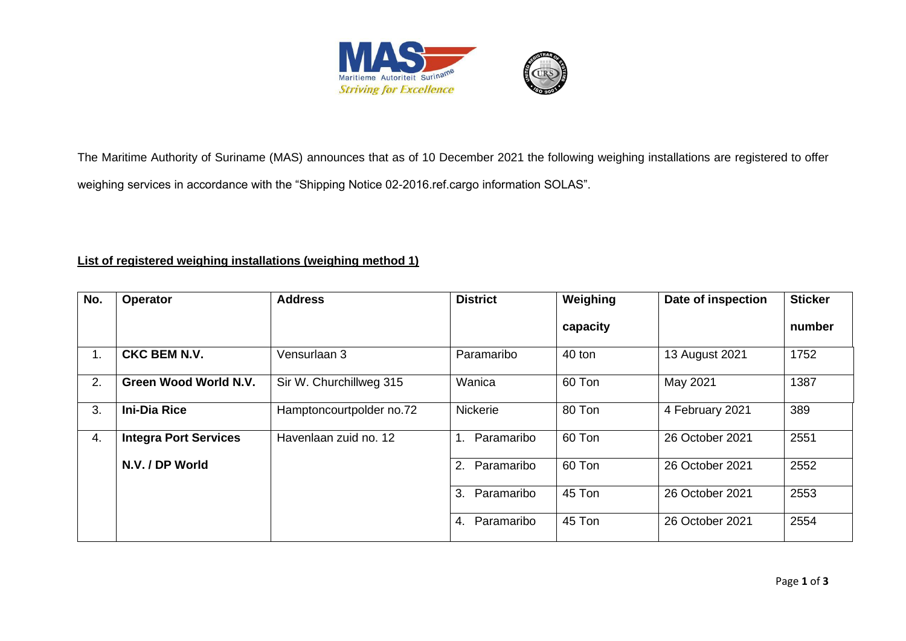The Maritime Authority of Suriname (MAS) announces that as of 10 December 2021 the following weighing installations are registered to offer weighing services in accordance with the “Shipping Notice 02-2016.ref.cargo information SOLAS”.

**List of registered weighing installations (weighing method 1)**

| No. | Operator | Address | District | Weighing capacity | Date of inspection | Sticker number |
|---|---|---|---|---|---|---|
| 1. | **CKC BEM N.V.** | Vensurlaan 3 | Paramaribo | 40 ton | 13 August 2021 | 1752 |
| 2. | **Green Wood World N.V.** | Sir W. Churchillweg 315 | Wanica | 60 Ton | May 2021 | 1387 |
| 3. | **Ini-Dia Rice** | Hamptoncourtpolder no.72 | Nickerie | 80 Ton | 4 February 2021 | 389 |
| 4. | **Integra Port Services N.V. / DP World** | Havenlaan zuid no. 12 | 1. Paramaribo | 60 Ton | 26 October 2021 | 2551 |
| | | | 2. Paramaribo | 60 Ton | 26 October 2021 | 2552 |
| | | | 3. Paramaribo | 45 Ton | 26 October 2021 | 2553 |
| | | | 4. Paramaribo | 45 Ton | 26 October 2021 | 2554 |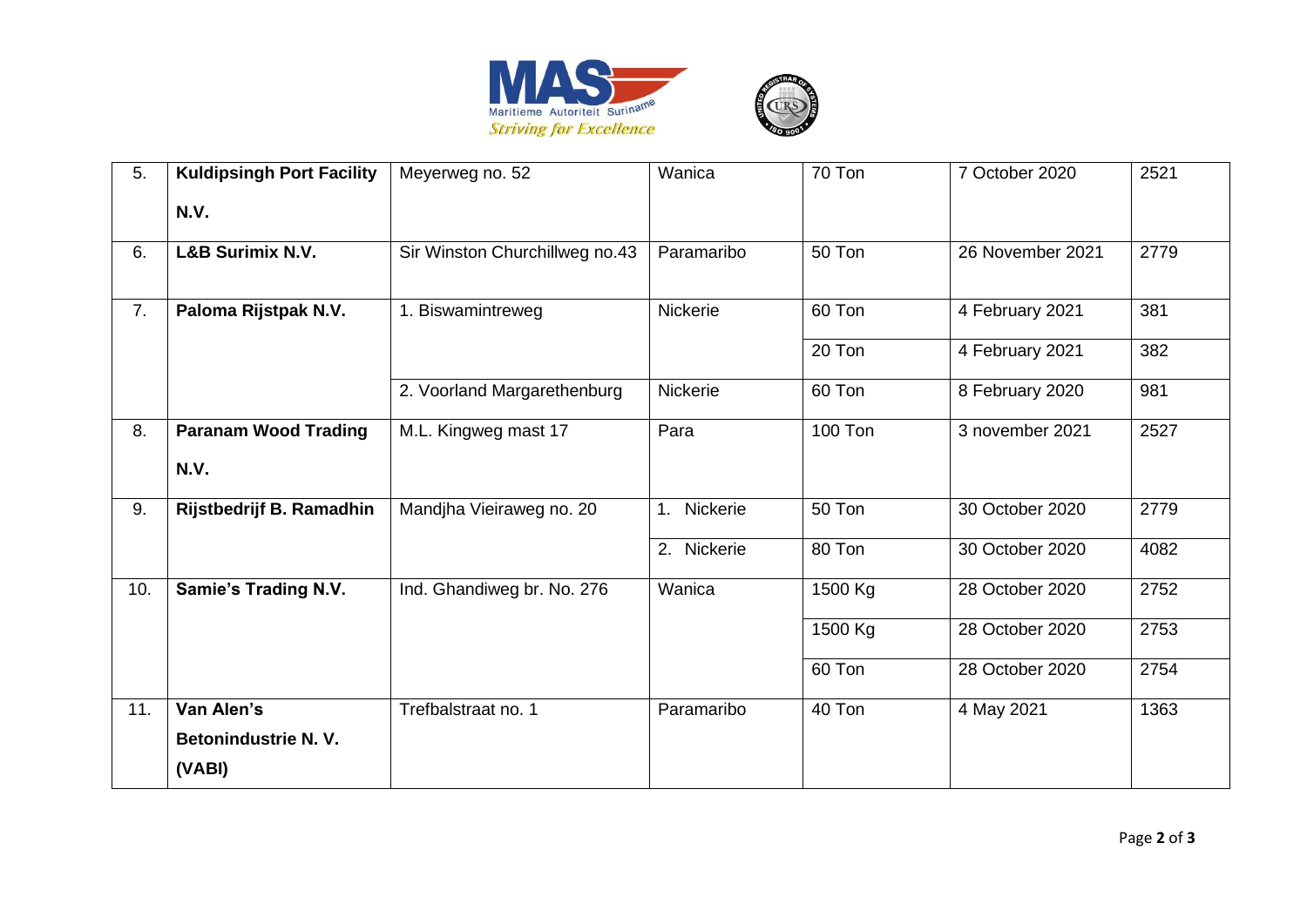| 5. | **Kuldipsingh Port Facility N.V.** | Meyerweg no. 52 | Wanica | 70 Ton | 7 October 2020 | 2521 |
|---|---|---|---|---|---|---|
| 6. | **L&B Surimix N.V.** | Sir Winston Churchillweg no.43 | Paramaribo | 50 Ton | 26 November 2021 | 2779 |
| 7. | **Paloma Rijstpak N.V.** | 1. Biswamintreweg | Nickerie | 60 Ton | 4 February 2021 | 381 |
| | | | | 20 Ton | 4 February 2021 | 382 |
| | | 2. Voorland Margarethenburg | Nickerie | 60 Ton | 8 February 2020 | 981 |
| 8. | **Paranam Wood Trading N.V.** | M.L. Kingweg mast 17 | Para | 100 Ton | 3 november 2021 | 2527 |
| 9. | **Rijstbedrijf B. Ramadhin** | Mandjha Vieiraweg no. 20 | 1. Nickerie | 50 Ton | 30 October 2020 | 2779 |
| | | | 2. Nickerie | 80 Ton | 30 October 2020 | 4082 |
| 10. | **Samie's Trading N.V.** | Ind. Ghandiweg br. No. 276 | Wanica | 1500 Kg | 28 October 2020 | 2752 |
| | | | | 1500 Kg | 28 October 2020 | 2753 |
| | | | | 60 Ton | 28 October 2020 | 2754 |
| 11. | **Van Alen's Betonindustrie N. V. (VABI)** | Trefbalstraat no. 1 | Paramaribo | 40 Ton | 4 May 2021 | 1363 |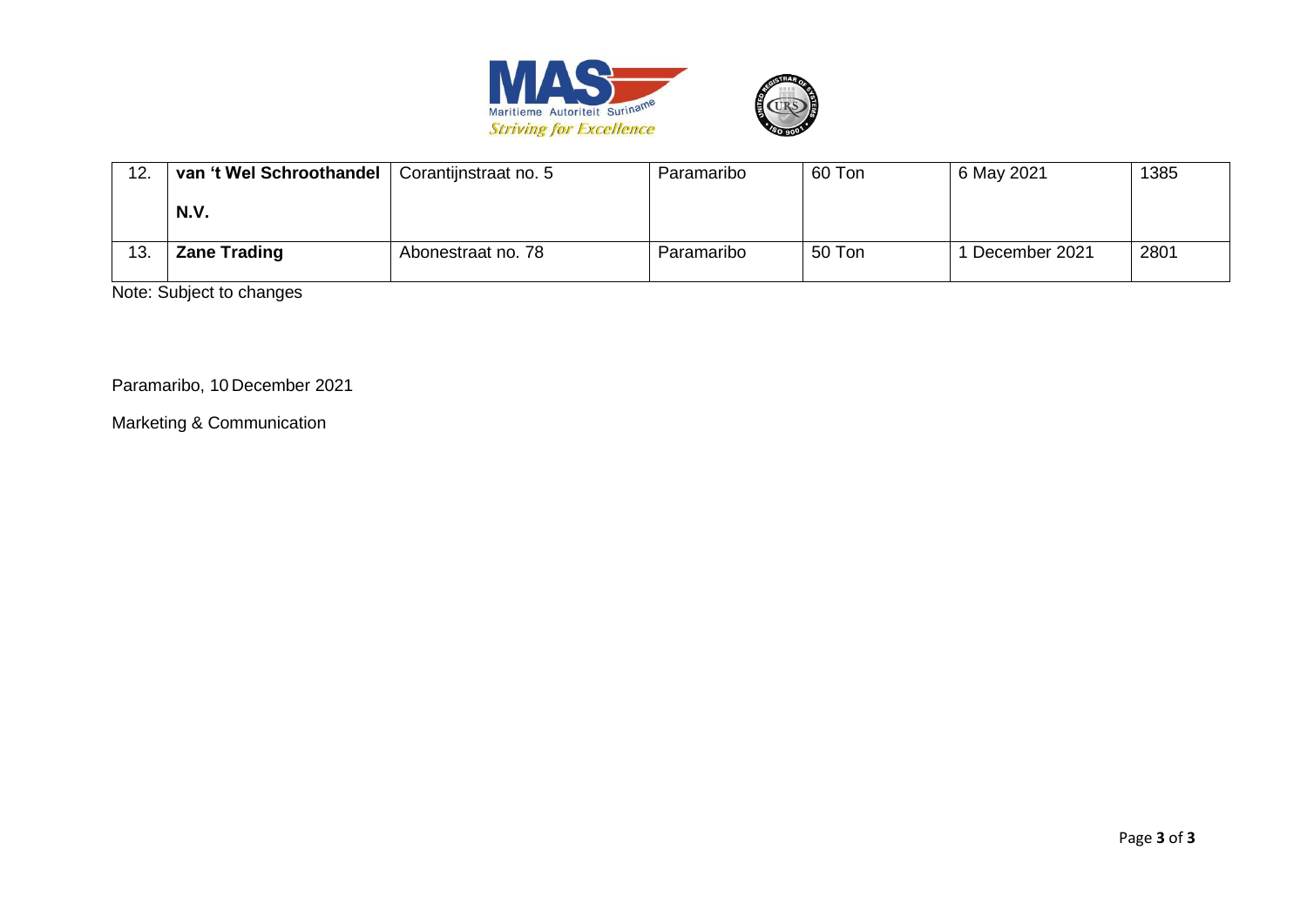| | | | | | | |
|---|---|---|---|---|---|---|
| 12. | **van 't Wel Schroothandel N.V.** | Corantijnstraat no. 5 | Paramaribo | 60 Ton | 6 May 2021 | 1385 |
| 13. | **Zane Trading** | Abonestraat no. 78 | Paramaribo | 50 Ton | 1 December 2021 | 2801 |

Note: Subject to changes

Paramaribo, 10 December 2021

Marketing & Communication